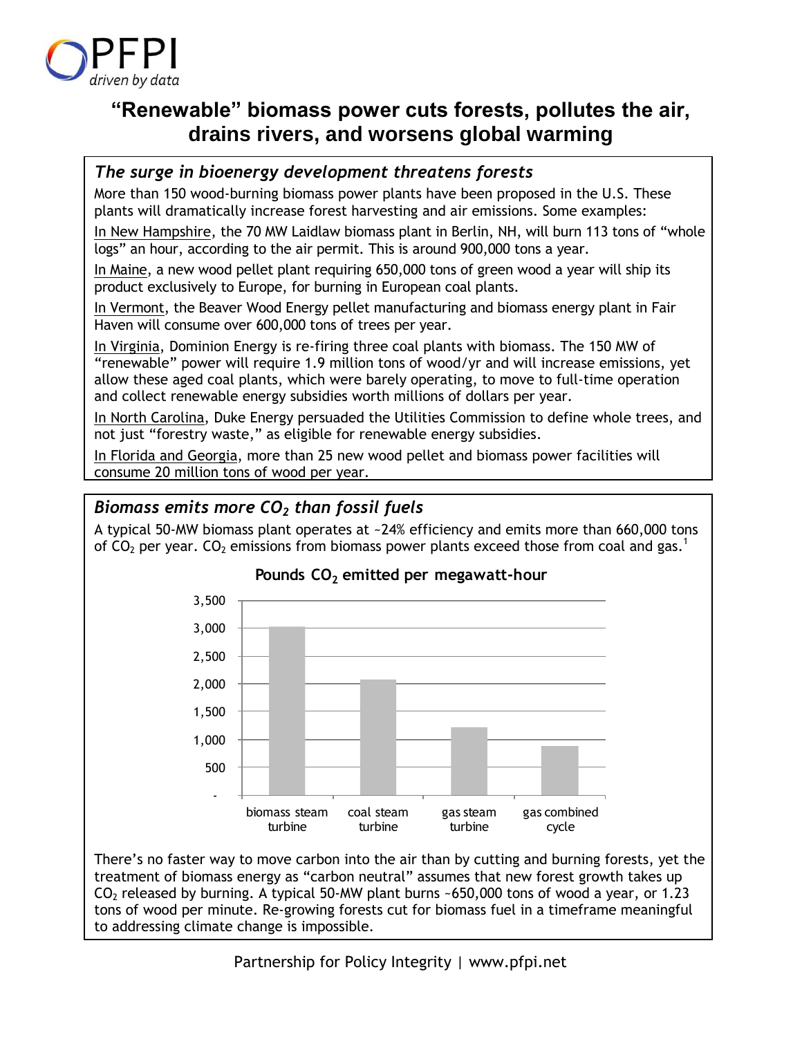PFPI
driven by data

# "Renewable" biomass power cuts forests, pollutes the air, drains rivers, and worsens global warming

## *The surge in bioenergy development threatens forests*

More than 150 wood-burning biomass power plants have been proposed in the U.S. These plants will dramatically increase forest harvesting and air emissions. Some examples:

In New Hampshire, the 70 MW Laidlaw biomass plant in Berlin, NH, will burn 113 tons of "whole logs" an hour, according to the air permit. This is around 900,000 tons a year.

In Maine, a new wood pellet plant requiring 650,000 tons of green wood a year will ship its product exclusively to Europe, for burning in European coal plants.

In Vermont, the Beaver Wood Energy pellet manufacturing and biomass energy plant in Fair Haven will consume over 600,000 tons of trees per year.

In Virginia, Dominion Energy is re-firing three coal plants with biomass. The 150 MW of "renewable" power will require 1.9 million tons of wood/yr and will increase emissions, yet allow these aged coal plants, which were barely operating, to move to full-time operation and collect renewable energy subsidies worth millions of dollars per year.

In North Carolina, Duke Energy persuaded the Utilities Commission to define whole trees, and not just "forestry waste," as eligible for renewable energy subsidies.

In Florida and Georgia, more than 25 new wood pellet and biomass power facilities will consume 20 million tons of wood per year.

## *Biomass emits more $CO_2$ than fossil fuels*

A typical 50-MW biomass plant operates at ~24% efficiency and emits more than 660,000 tons of $CO_2$ per year. $CO_2$ emissions from biomass power plants exceed those from coal and gas.[1]

Pounds $CO_2$ emitted per megawatt-hour

3,500
3,000
2,500
2,000
1,500
1,000
500
-

biomass steam turbine
coal steam turbine
gas steam turbine
gas combined cycle

There's no faster way to move carbon into the air than by cutting and burning forests, yet the treatment of biomass energy as "carbon neutral" assumes that new forest growth takes up $CO_2$ released by burning. A typical 50-MW plant burns ~650,000 tons of wood a year, or 1.23 tons of wood per minute. Re-growing forests cut for biomass fuel in a timeframe meaningful to addressing climate change is impossible.

Partnership for Policy Integrity | www.pfpi.net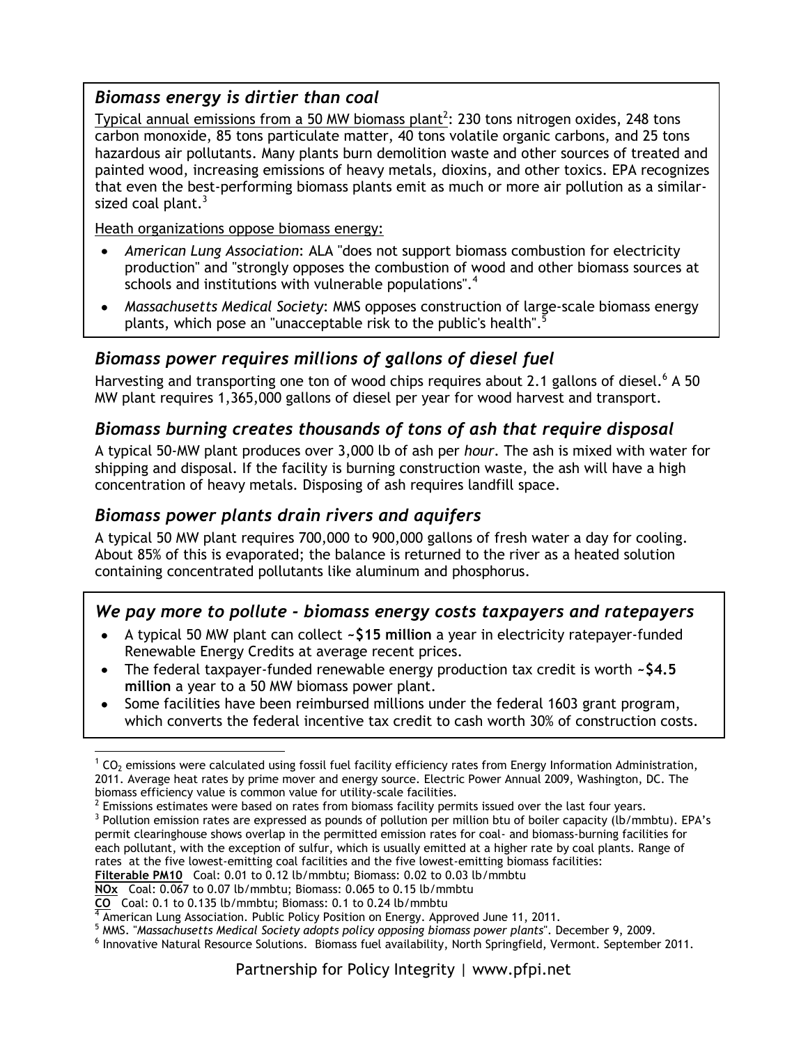### *Biomass energy is dirtier than coal*

Typical annual emissions from a 50 MW biomass plant[2]: 230 tons nitrogen oxides, 248 tons carbon monoxide, 85 tons particulate matter, 40 tons volatile organic carbons, and 25 tons hazardous air pollutants. Many plants burn demolition waste and other sources of treated and painted wood, increasing emissions of heavy metals, dioxins, and other toxics. EPA recognizes that even the best-performing biomass plants emit as much or more air pollution as a similar-sized coal plant.[3]

Heath organizations oppose biomass energy:

- *American Lung Association*: ALA "does not support biomass combustion for electricity production" and "strongly opposes the combustion of wood and other biomass sources at schools and institutions with vulnerable populations".[4]
- *Massachusetts Medical Society*: MMS opposes construction of large-scale biomass energy plants, which pose an "unacceptable risk to the public's health".[5]

### *Biomass power requires millions of gallons of diesel fuel*

Harvesting and transporting one ton of wood chips requires about 2.1 gallons of diesel.[6] A 50 MW plant requires 1,365,000 gallons of diesel per year for wood harvest and transport.

### *Biomass burning creates thousands of tons of ash that require disposal*

A typical 50-MW plant produces over 3,000 lb of ash per *hour*. The ash is mixed with water for shipping and disposal. If the facility is burning construction waste, the ash will have a high concentration of heavy metals. Disposing of ash requires landfill space.

### *Biomass power plants drain rivers and aquifers*

A typical 50 MW plant requires 700,000 to 900,000 gallons of fresh water a day for cooling. About 85% of this is evaporated; the balance is returned to the river as a heated solution containing concentrated pollutants like aluminum and phosphorus.

### *We pay more to pollute - biomass energy costs taxpayers and ratepayers*

- A typical 50 MW plant can collect **~$15 million** a year in electricity ratepayer-funded Renewable Energy Credits at average recent prices.
- The federal taxpayer-funded renewable energy production tax credit is worth **~$4.5 million** a year to a 50 MW biomass power plant.
- Some facilities have been reimbursed millions under the federal 1603 grant program, which converts the federal incentive tax credit to cash worth 30% of construction costs.

---

[1] $CO_2$ emissions were calculated using fossil fuel facility efficiency rates from Energy Information Administration, 2011. Average heat rates by prime mover and energy source. Electric Power Annual 2009, Washington, DC. The biomass efficiency value is common value for utility-scale facilities.

[2] Emissions estimates were based on rates from biomass facility permits issued over the last four years.

[3] Pollution emission rates are expressed as pounds of pollution per million btu of boiler capacity (lb/mmbtu). EPA's permit clearinghouse shows overlap in the permitted emission rates for coal- and biomass-burning facilities for each pollutant, with the exception of sulfur, which is usually emitted at a higher rate by coal plants. Range of rates at the five lowest-emitting coal facilities and the five lowest-emitting biomass facilities:

**Filterable PM10** Coal: 0.01 to 0.12 lb/mmbtu; Biomass: 0.02 to 0.03 lb/mmbtu

**NOx** Coal: 0.067 to 0.07 lb/mmbtu; Biomass: 0.065 to 0.15 lb/mmbtu

**CO** Coal: 0.1 to 0.135 lb/mmbtu; Biomass: 0.1 to 0.24 lb/mmbtu

[4] American Lung Association. Public Policy Position on Energy. Approved June 11, 2011.

[5] MMS. "*Massachusetts Medical Society adopts policy opposing biomass power plants*". December 9, 2009.

[6] Innovative Natural Resource Solutions. Biomass fuel availability, North Springfield, Vermont. September 2011.

Partnership for Policy Integrity | www.pfpi.net